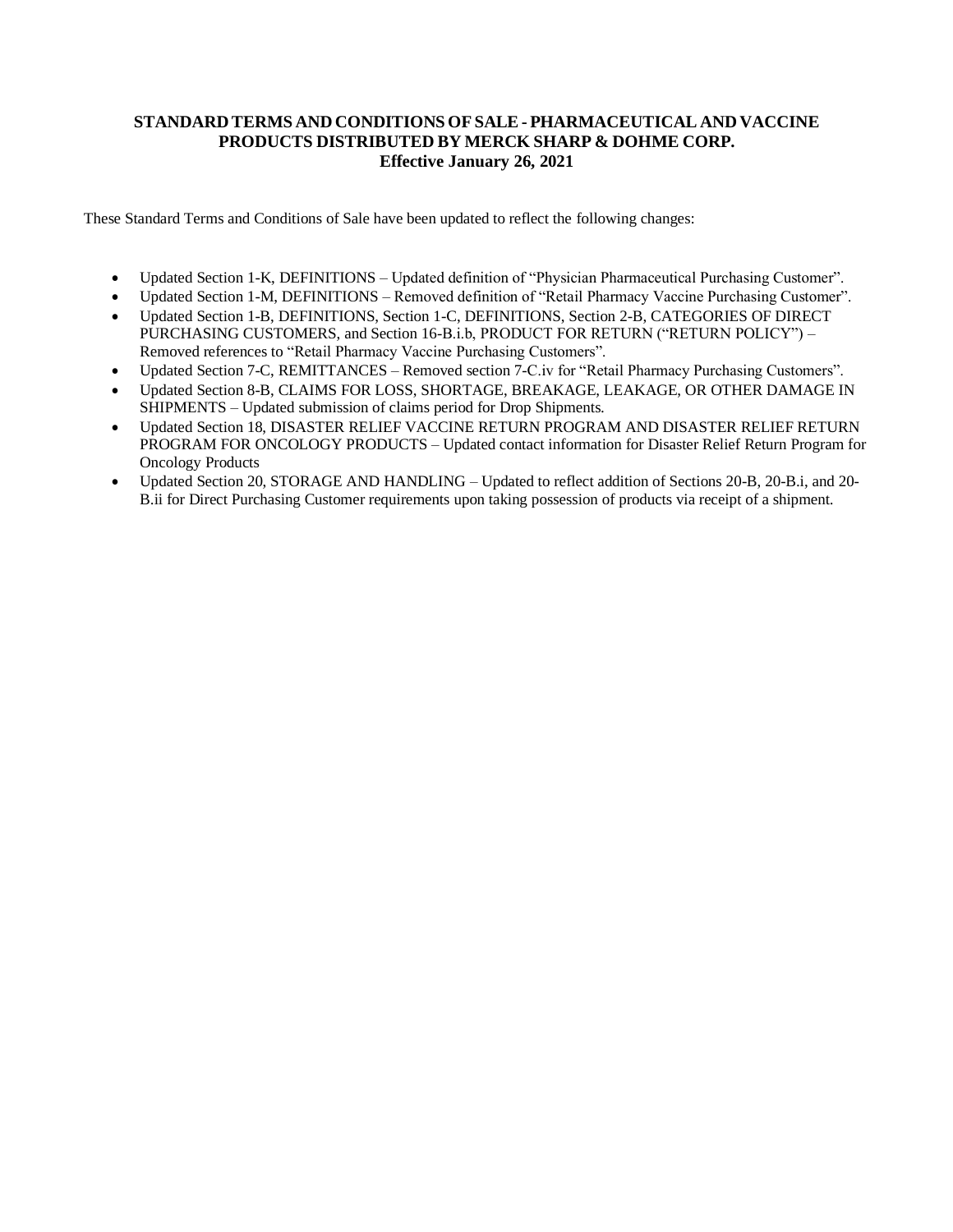# STANDARD TERMS AND CONDITIONS OF SALE - PHARMACEUTICAL AND VACCINE PRODUCTS DISTRIBUTED BY MERCK SHARP & DOHME CORP.

**Effective January 26, 2021**

These Standard Terms and Conditions of Sale have been updated to reflect the following changes:

- Updated Section 1-K, DEFINITIONS – Updated definition of "Physician Pharmaceutical Purchasing Customer".
- Updated Section 1-M, DEFINITIONS – Removed definition of "Retail Pharmacy Vaccine Purchasing Customer".
- Updated Section 1-B, DEFINITIONS, Section 1-C, DEFINITIONS, Section 2-B, CATEGORIES OF DIRECT PURCHASING CUSTOMERS, and Section 16-B.i.b, PRODUCT FOR RETURN ("RETURN POLICY") – Removed references to "Retail Pharmacy Vaccine Purchasing Customers".
- Updated Section 7-C, REMITTANCES – Removed section 7-C.iv for "Retail Pharmacy Purchasing Customers".
- Updated Section 8-B, CLAIMS FOR LOSS, SHORTAGE, BREAKAGE, LEAKAGE, OR OTHER DAMAGE IN SHIPMENTS – Updated submission of claims period for Drop Shipments.
- Updated Section 18, DISASTER RELIEF VACCINE RETURN PROGRAM AND DISASTER RELIEF RETURN PROGRAM FOR ONCOLOGY PRODUCTS – Updated contact information for Disaster Relief Return Program for Oncology Products
- Updated Section 20, STORAGE AND HANDLING – Updated to reflect addition of Sections 20-B, 20-B.i, and 20-B.ii for Direct Purchasing Customer requirements upon taking possession of products via receipt of a shipment.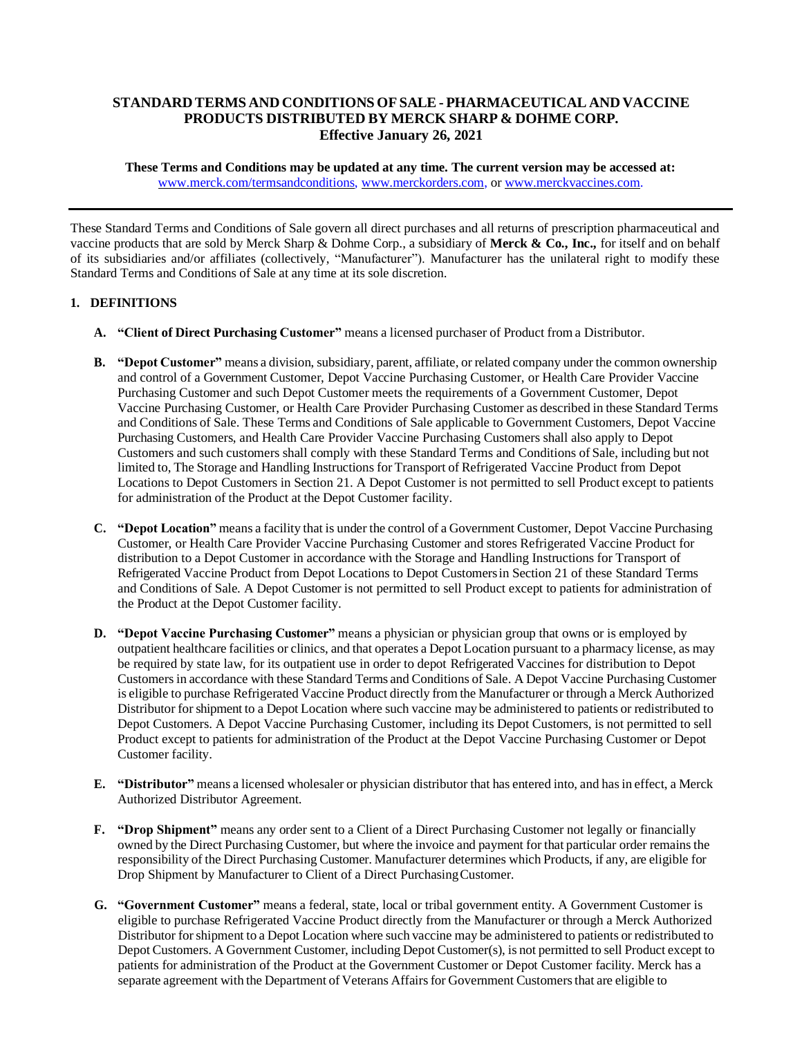# STANDARD TERMS AND CONDITIONS OF SALE - PHARMACEUTICAL AND VACCINE PRODUCTS DISTRIBUTED BY MERCK SHARP & DOHME CORP.
## Effective January 26, 2021

**These Terms and Conditions may be updated at any time. The current version may be accessed at:** www.merck.com/termsandconditions, www.merckorders.com, or www.merckvaccines.com.

---

These Standard Terms and Conditions of Sale govern all direct purchases and all returns of prescription pharmaceutical and vaccine products that are sold by Merck Sharp & Dohme Corp., a subsidiary of **Merck & Co., Inc.,** for itself and on behalf of its subsidiaries and/or affiliates (collectively, "Manufacturer"). Manufacturer has the unilateral right to modify these Standard Terms and Conditions of Sale at any time at its sole discretion.

### 1. DEFINITIONS

**A. "Client of Direct Purchasing Customer"** means a licensed purchaser of Product from a Distributor.

**B. "Depot Customer"** means a division, subsidiary, parent, affiliate, or related company under the common ownership and control of a Government Customer, Depot Vaccine Purchasing Customer, or Health Care Provider Vaccine Purchasing Customer and such Depot Customer meets the requirements of a Government Customer, Depot Vaccine Purchasing Customer, or Health Care Provider Purchasing Customer as described in these Standard Terms and Conditions of Sale. These Terms and Conditions of Sale applicable to Government Customers, Depot Vaccine Purchasing Customers, and Health Care Provider Vaccine Purchasing Customers shall also apply to Depot Customers and such customers shall comply with these Standard Terms and Conditions of Sale, including but not limited to, The Storage and Handling Instructions for Transport of Refrigerated Vaccine Product from Depot Locations to Depot Customers in Section 21. A Depot Customer is not permitted to sell Product except to patients for administration of the Product at the Depot Customer facility.

**C. "Depot Location"** means a facility that is under the control of a Government Customer, Depot Vaccine Purchasing Customer, or Health Care Provider Vaccine Purchasing Customer and stores Refrigerated Vaccine Product for distribution to a Depot Customer in accordance with the Storage and Handling Instructions for Transport of Refrigerated Vaccine Product from Depot Locations to Depot Customers in Section 21 of these Standard Terms and Conditions of Sale. A Depot Customer is not permitted to sell Product except to patients for administration of the Product at the Depot Customer facility.

**D. "Depot Vaccine Purchasing Customer"** means a physician or physician group that owns or is employed by outpatient healthcare facilities or clinics, and that operates a Depot Location pursuant to a pharmacy license, as may be required by state law, for its outpatient use in order to depot Refrigerated Vaccines for distribution to Depot Customers in accordance with these Standard Terms and Conditions of Sale. A Depot Vaccine Purchasing Customer is eligible to purchase Refrigerated Vaccine Product directly from the Manufacturer or through a Merck Authorized Distributor for shipment to a Depot Location where such vaccine may be administered to patients or redistributed to Depot Customers. A Depot Vaccine Purchasing Customer, including its Depot Customers, is not permitted to sell Product except to patients for administration of the Product at the Depot Vaccine Purchasing Customer or Depot Customer facility.

**E. "Distributor"** means a licensed wholesaler or physician distributor that has entered into, and has in effect, a Merck Authorized Distributor Agreement.

**F. "Drop Shipment"** means any order sent to a Client of a Direct Purchasing Customer not legally or financially owned by the Direct Purchasing Customer, but where the invoice and payment for that particular order remains the responsibility of the Direct Purchasing Customer. Manufacturer determines which Products, if any, are eligible for Drop Shipment by Manufacturer to Client of a Direct Purchasing Customer.

**G. "Government Customer"** means a federal, state, local or tribal government entity. A Government Customer is eligible to purchase Refrigerated Vaccine Product directly from the Manufacturer or through a Merck Authorized Distributor for shipment to a Depot Location where such vaccine may be administered to patients or redistributed to Depot Customers. A Government Customer, including Depot Customer(s), is not permitted to sell Product except to patients for administration of the Product at the Government Customer or Depot Customer facility. Merck has a separate agreement with the Department of Veterans Affairs for Government Customers that are eligible to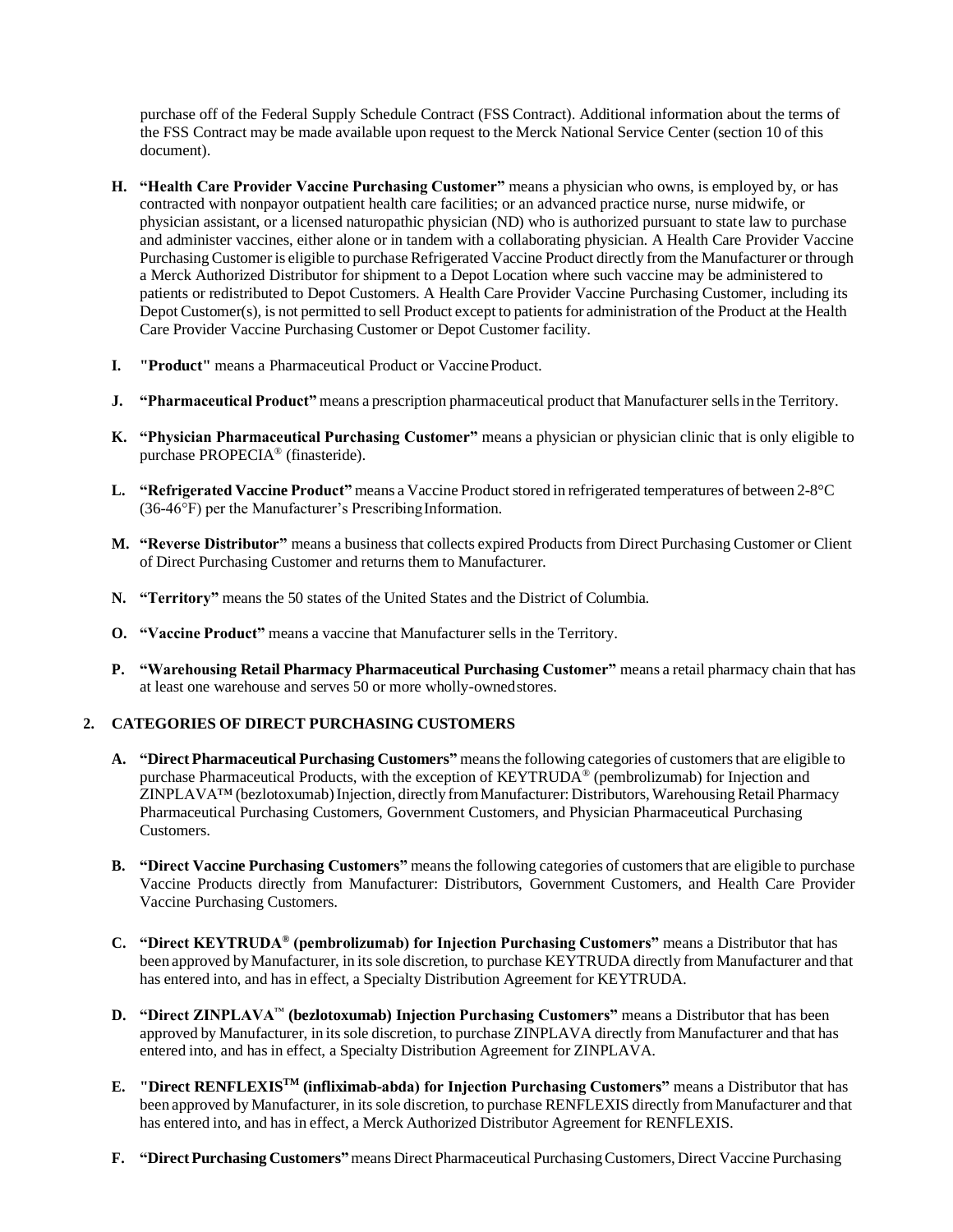purchase off of the Federal Supply Schedule Contract (FSS Contract). Additional information about the terms of the FSS Contract may be made available upon request to the Merck National Service Center (section 10 of this document).

H. **"Health Care Provider Vaccine Purchasing Customer"** means a physician who owns, is employed by, or has contracted with nonpayor outpatient health care facilities; or an advanced practice nurse, nurse midwife, or physician assistant, or a licensed naturopathic physician (ND) who is authorized pursuant to state law to purchase and administer vaccines, either alone or in tandem with a collaborating physician. A Health Care Provider Vaccine Purchasing Customer is eligible to purchase Refrigerated Vaccine Product directly from the Manufacturer or through a Merck Authorized Distributor for shipment to a Depot Location where such vaccine may be administered to patients or redistributed to Depot Customers. A Health Care Provider Vaccine Purchasing Customer, including its Depot Customer(s), is not permitted to sell Product except to patients for administration of the Product at the Health Care Provider Vaccine Purchasing Customer or Depot Customer facility.

I. **"Product"** means a Pharmaceutical Product or Vaccine Product.

J. **"Pharmaceutical Product"** means a prescription pharmaceutical product that Manufacturer sells in the Territory.

K. **"Physician Pharmaceutical Purchasing Customer"** means a physician or physician clinic that is only eligible to purchase PROPECIA® (finasteride).

L. **"Refrigerated Vaccine Product"** means a Vaccine Product stored in refrigerated temperatures of between 2-8°C (36-46°F) per the Manufacturer's Prescribing Information.

M. **"Reverse Distributor"** means a business that collects expired Products from Direct Purchasing Customer or Client of Direct Purchasing Customer and returns them to Manufacturer.

N. **"Territory"** means the 50 states of the United States and the District of Columbia.

O. **"Vaccine Product"** means a vaccine that Manufacturer sells in the Territory.

P. **"Warehousing Retail Pharmacy Pharmaceutical Purchasing Customer"** means a retail pharmacy chain that has at least one warehouse and serves 50 or more wholly-owned stores.

## 2. CATEGORIES OF DIRECT PURCHASING CUSTOMERS

A. **"Direct Pharmaceutical Purchasing Customers"** means the following categories of customers that are eligible to purchase Pharmaceutical Products, with the exception of KEYTRUDA® (pembrolizumab) for Injection and ZINPLAVA™ (bezlotoxumab) Injection, directly from Manufacturer: Distributors, Warehousing Retail Pharmacy Pharmaceutical Purchasing Customers, Government Customers, and Physician Pharmaceutical Purchasing Customers.

B. **"Direct Vaccine Purchasing Customers"** means the following categories of customers that are eligible to purchase Vaccine Products directly from Manufacturer: Distributors, Government Customers, and Health Care Provider Vaccine Purchasing Customers.

C. **"Direct KEYTRUDA® (pembrolizumab) for Injection Purchasing Customers"** means a Distributor that has been approved by Manufacturer, in its sole discretion, to purchase KEYTRUDA directly from Manufacturer and that has entered into, and has in effect, a Specialty Distribution Agreement for KEYTRUDA.

D. **"Direct ZINPLAVA™ (bezlotoxumab) Injection Purchasing Customers"** means a Distributor that has been approved by Manufacturer, in its sole discretion, to purchase ZINPLAVA directly from Manufacturer and that has entered into, and has in effect, a Specialty Distribution Agreement for ZINPLAVA.

E. **"Direct RENFLEXIS™ (infliximab-abda) for Injection Purchasing Customers"** means a Distributor that has been approved by Manufacturer, in its sole discretion, to purchase RENFLEXIS directly from Manufacturer and that has entered into, and has in effect, a Merck Authorized Distributor Agreement for RENFLEXIS.

F. **"Direct Purchasing Customers"** means Direct Pharmaceutical Purchasing Customers, Direct Vaccine Purchasing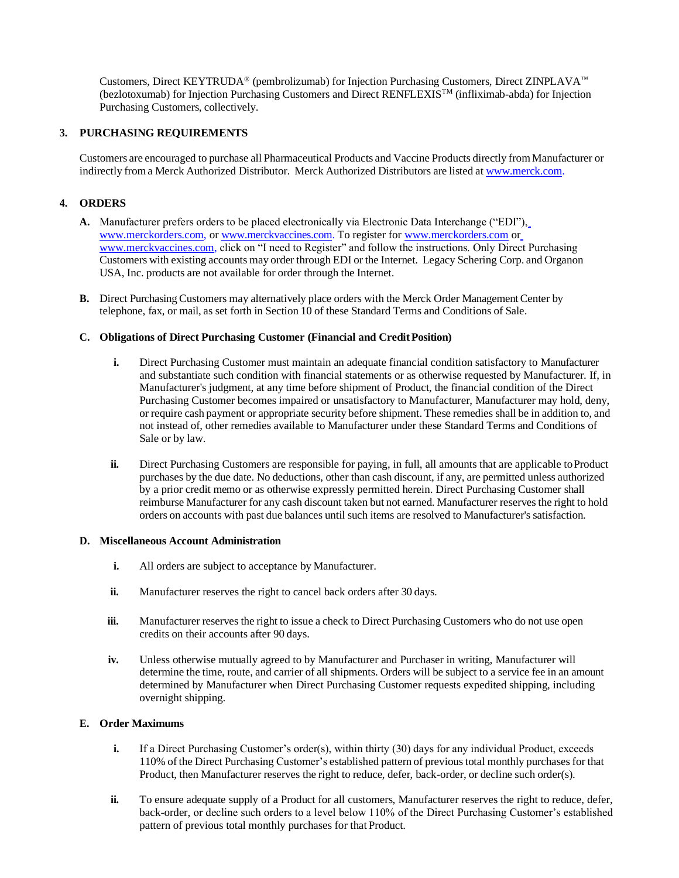Customers, Direct KEYTRUDA® (pembrolizumab) for Injection Purchasing Customers, Direct ZINPLAVA™ (bezlotoxumab) for Injection Purchasing Customers and Direct RENFLEXIS™ (infliximab-abda) for Injection Purchasing Customers, collectively.

## 3. PURCHASING REQUIREMENTS

Customers are encouraged to purchase all Pharmaceutical Products and Vaccine Products directly from Manufacturer or indirectly from a Merck Authorized Distributor. Merck Authorized Distributors are listed at www.merck.com.

## 4. ORDERS

**A.** Manufacturer prefers orders to be placed electronically via Electronic Data Interchange ("EDI"), www.merckorders.com, or www.merckvaccines.com. To register for www.merckorders.com or www.merckvaccines.com, click on "I need to Register" and follow the instructions. Only Direct Purchasing Customers with existing accounts may order through EDI or the Internet. Legacy Schering Corp. and Organon USA, Inc. products are not available for order through the Internet.

**B.** Direct Purchasing Customers may alternatively place orders with the Merck Order Management Center by telephone, fax, or mail, as set forth in Section 10 of these Standard Terms and Conditions of Sale.

### C. Obligations of Direct Purchasing Customer (Financial and Credit Position)

**i.** Direct Purchasing Customer must maintain an adequate financial condition satisfactory to Manufacturer and substantiate such condition with financial statements or as otherwise requested by Manufacturer. If, in Manufacturer's judgment, at any time before shipment of Product, the financial condition of the Direct Purchasing Customer becomes impaired or unsatisfactory to Manufacturer, Manufacturer may hold, deny, or require cash payment or appropriate security before shipment. These remedies shall be in addition to, and not instead of, other remedies available to Manufacturer under these Standard Terms and Conditions of Sale or by law.

**ii.** Direct Purchasing Customers are responsible for paying, in full, all amounts that are applicable to Product purchases by the due date. No deductions, other than cash discount, if any, are permitted unless authorized by a prior credit memo or as otherwise expressly permitted herein. Direct Purchasing Customer shall reimburse Manufacturer for any cash discount taken but not earned. Manufacturer reserves the right to hold orders on accounts with past due balances until such items are resolved to Manufacturer's satisfaction.

### D. Miscellaneous Account Administration

**i.** All orders are subject to acceptance by Manufacturer.

**ii.** Manufacturer reserves the right to cancel back orders after 30 days.

**iii.** Manufacturer reserves the right to issue a check to Direct Purchasing Customers who do not use open credits on their accounts after 90 days.

**iv.** Unless otherwise mutually agreed to by Manufacturer and Purchaser in writing, Manufacturer will determine the time, route, and carrier of all shipments. Orders will be subject to a service fee in an amount determined by Manufacturer when Direct Purchasing Customer requests expedited shipping, including overnight shipping.

### E. Order Maximums

**i.** If a Direct Purchasing Customer's order(s), within thirty (30) days for any individual Product, exceeds 110% of the Direct Purchasing Customer's established pattern of previous total monthly purchases for that Product, then Manufacturer reserves the right to reduce, defer, back-order, or decline such order(s).

**ii.** To ensure adequate supply of a Product for all customers, Manufacturer reserves the right to reduce, defer, back-order, or decline such orders to a level below 110% of the Direct Purchasing Customer's established pattern of previous total monthly purchases for that Product.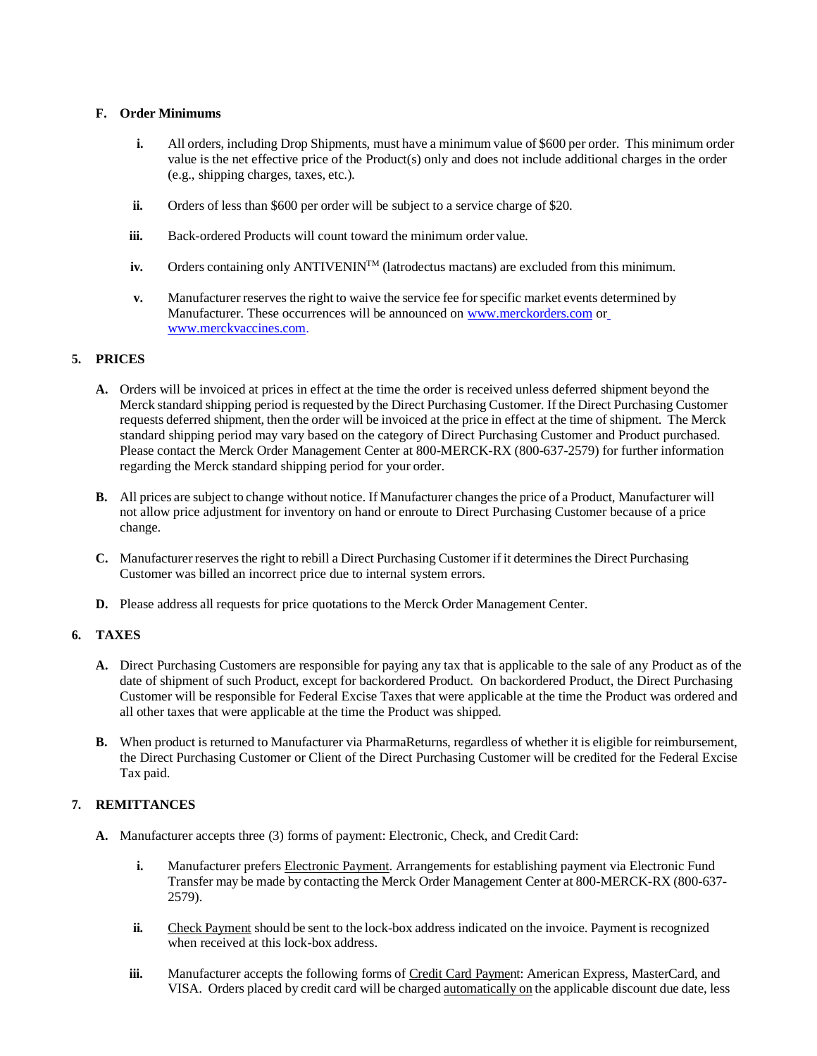**F. Order Minimums**

- **i.** All orders, including Drop Shipments, must have a minimum value of $600 per order. This minimum order value is the net effective price of the Product(s) only and does not include additional charges in the order (e.g., shipping charges, taxes, etc.).
- **ii.** Orders of less than $600 per order will be subject to a service charge of $20.
- **iii.** Back-ordered Products will count toward the minimum order value.
- **iv.** Orders containing only ANTIVENIN™ (latrodectus mactans) are excluded from this minimum.
- **v.** Manufacturer reserves the right to waive the service fee for specific market events determined by Manufacturer. These occurrences will be announced on www.merckorders.com or www.merckvaccines.com.

## 5. PRICES

**A.** Orders will be invoiced at prices in effect at the time the order is received unless deferred shipment beyond the Merck standard shipping period is requested by the Direct Purchasing Customer. If the Direct Purchasing Customer requests deferred shipment, then the order will be invoiced at the price in effect at the time of shipment. The Merck standard shipping period may vary based on the category of Direct Purchasing Customer and Product purchased. Please contact the Merck Order Management Center at 800-MERCK-RX (800-637-2579) for further information regarding the Merck standard shipping period for your order.

**B.** All prices are subject to change without notice. If Manufacturer changes the price of a Product, Manufacturer will not allow price adjustment for inventory on hand or enroute to Direct Purchasing Customer because of a price change.

**C.** Manufacturer reserves the right to rebill a Direct Purchasing Customer if it determines the Direct Purchasing Customer was billed an incorrect price due to internal system errors.

**D.** Please address all requests for price quotations to the Merck Order Management Center.

## 6. TAXES

**A.** Direct Purchasing Customers are responsible for paying any tax that is applicable to the sale of any Product as of the date of shipment of such Product, except for backordered Product. On backordered Product, the Direct Purchasing Customer will be responsible for Federal Excise Taxes that were applicable at the time the Product was ordered and all other taxes that were applicable at the time the Product was shipped.

**B.** When product is returned to Manufacturer via PharmaReturns, regardless of whether it is eligible for reimbursement, the Direct Purchasing Customer or Client of the Direct Purchasing Customer will be credited for the Federal Excise Tax paid.

## 7. REMITTANCES

**A.** Manufacturer accepts three (3) forms of payment: Electronic, Check, and Credit Card:

- **i.** Manufacturer prefers Electronic Payment. Arrangements for establishing payment via Electronic Fund Transfer may be made by contacting the Merck Order Management Center at 800-MERCK-RX (800-637-2579).
- **ii.** Check Payment should be sent to the lock-box address indicated on the invoice. Payment is recognized when received at this lock-box address.
- **iii.** Manufacturer accepts the following forms of Credit Card Payment: American Express, MasterCard, and VISA. Orders placed by credit card will be charged automatically on the applicable discount due date, less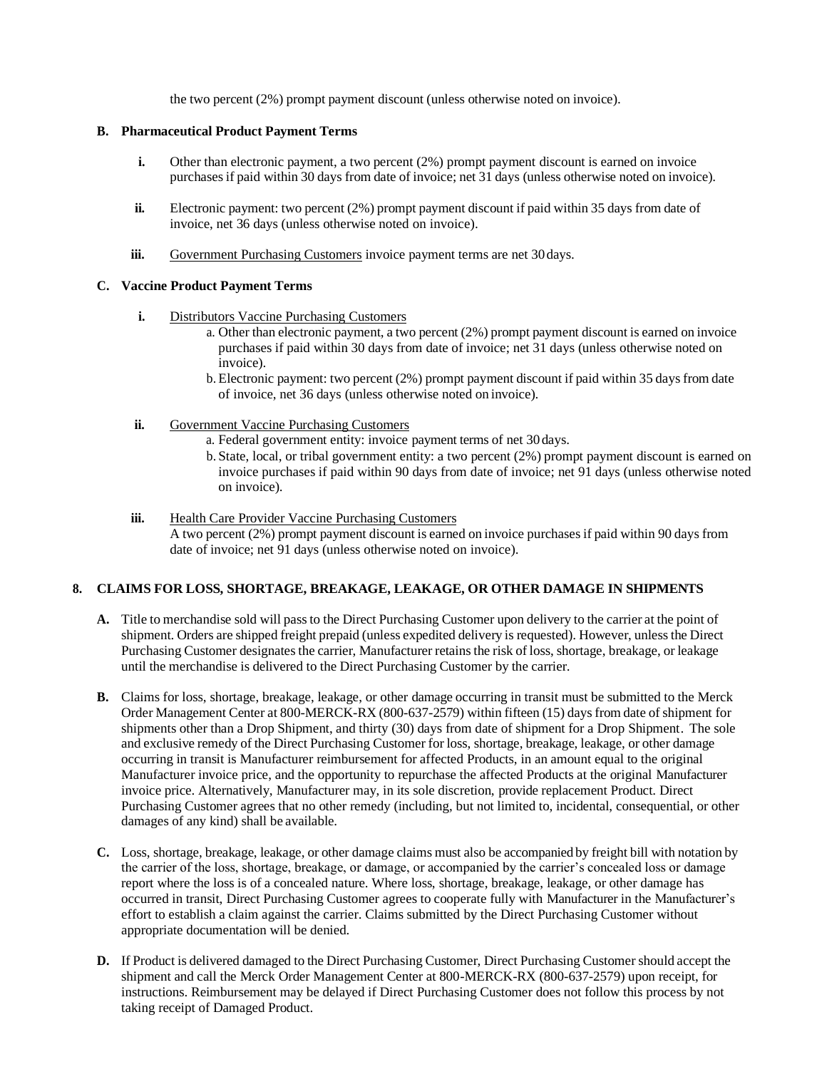the two percent (2%) prompt payment discount (unless otherwise noted on invoice).

**B. Pharmaceutical Product Payment Terms**

- **i.** Other than electronic payment, a two percent (2%) prompt payment discount is earned on invoice purchases if paid within 30 days from date of invoice; net 31 days (unless otherwise noted on invoice).

- **ii.** Electronic payment: two percent (2%) prompt payment discount if paid within 35 days from date of invoice, net 36 days (unless otherwise noted on invoice).

- **iii.** Government Purchasing Customers invoice payment terms are net 30 days.

**C. Vaccine Product Payment Terms**

- **i.** Distributors Vaccine Purchasing Customers
  - a. Other than electronic payment, a two percent (2%) prompt payment discount is earned on invoice purchases if paid within 30 days from date of invoice; net 31 days (unless otherwise noted on invoice).
  - b. Electronic payment: two percent (2%) prompt payment discount if paid within 35 days from date of invoice, net 36 days (unless otherwise noted on invoice).

- **ii.** Government Vaccine Purchasing Customers
  - a. Federal government entity: invoice payment terms of net 30 days.
  - b. State, local, or tribal government entity: a two percent (2%) prompt payment discount is earned on invoice purchases if paid within 90 days from date of invoice; net 91 days (unless otherwise noted on invoice).

- **iii.** Health Care Provider Vaccine Purchasing Customers
  A two percent (2%) prompt payment discount is earned on invoice purchases if paid within 90 days from date of invoice; net 91 days (unless otherwise noted on invoice).

## 8. CLAIMS FOR LOSS, SHORTAGE, BREAKAGE, LEAKAGE, OR OTHER DAMAGE IN SHIPMENTS

**A.** Title to merchandise sold will pass to the Direct Purchasing Customer upon delivery to the carrier at the point of shipment. Orders are shipped freight prepaid (unless expedited delivery is requested). However, unless the Direct Purchasing Customer designates the carrier, Manufacturer retains the risk of loss, shortage, breakage, or leakage until the merchandise is delivered to the Direct Purchasing Customer by the carrier.

**B.** Claims for loss, shortage, breakage, leakage, or other damage occurring in transit must be submitted to the Merck Order Management Center at 800-MERCK-RX (800-637-2579) within fifteen (15) days from date of shipment for shipments other than a Drop Shipment, and thirty (30) days from date of shipment for a Drop Shipment. The sole and exclusive remedy of the Direct Purchasing Customer for loss, shortage, breakage, leakage, or other damage occurring in transit is Manufacturer reimbursement for affected Products, in an amount equal to the original Manufacturer invoice price, and the opportunity to repurchase the affected Products at the original Manufacturer invoice price. Alternatively, Manufacturer may, in its sole discretion, provide replacement Product. Direct Purchasing Customer agrees that no other remedy (including, but not limited to, incidental, consequential, or other damages of any kind) shall be available.

**C.** Loss, shortage, breakage, leakage, or other damage claims must also be accompanied by freight bill with notation by the carrier of the loss, shortage, breakage, or damage, or accompanied by the carrier's concealed loss or damage report where the loss is of a concealed nature. Where loss, shortage, breakage, leakage, or other damage has occurred in transit, Direct Purchasing Customer agrees to cooperate fully with Manufacturer in the Manufacturer's effort to establish a claim against the carrier. Claims submitted by the Direct Purchasing Customer without appropriate documentation will be denied.

**D.** If Product is delivered damaged to the Direct Purchasing Customer, Direct Purchasing Customer should accept the shipment and call the Merck Order Management Center at 800-MERCK-RX (800-637-2579) upon receipt, for instructions. Reimbursement may be delayed if Direct Purchasing Customer does not follow this process by not taking receipt of Damaged Product.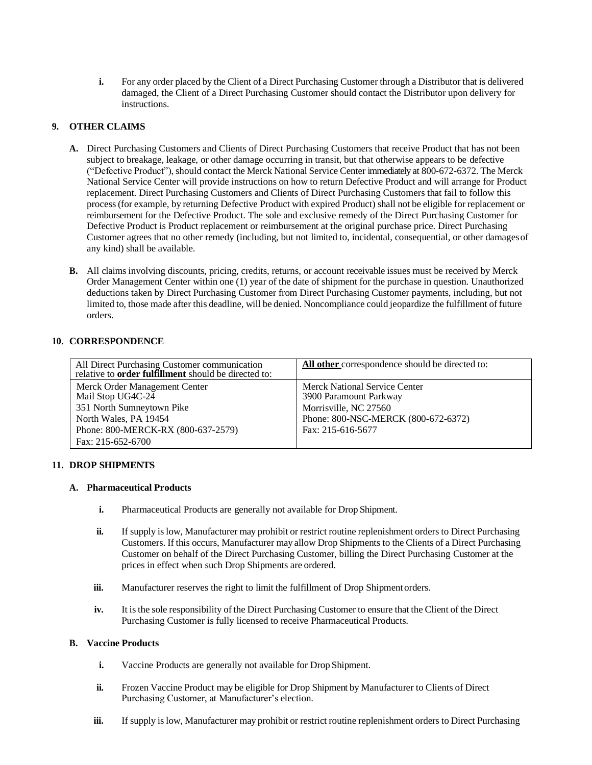i. For any order placed by the Client of a Direct Purchasing Customer through a Distributor that is delivered damaged, the Client of a Direct Purchasing Customer should contact the Distributor upon delivery for instructions.

## 9. OTHER CLAIMS

**A.** Direct Purchasing Customers and Clients of Direct Purchasing Customers that receive Product that has not been subject to breakage, leakage, or other damage occurring in transit, but that otherwise appears to be defective ("Defective Product"), should contact the Merck National Service Center immediately at 800-672-6372. The Merck National Service Center will provide instructions on how to return Defective Product and will arrange for Product replacement. Direct Purchasing Customers and Clients of Direct Purchasing Customers that fail to follow this process (for example, by returning Defective Product with expired Product) shall not be eligible for replacement or reimbursement for the Defective Product. The sole and exclusive remedy of the Direct Purchasing Customer for Defective Product is Product replacement or reimbursement at the original purchase price. Direct Purchasing Customer agrees that no other remedy (including, but not limited to, incidental, consequential, or other damages of any kind) shall be available.

**B.** All claims involving discounts, pricing, credits, returns, or account receivable issues must be received by Merck Order Management Center within one (1) year of the date of shipment for the purchase in question. Unauthorized deductions taken by Direct Purchasing Customer from Direct Purchasing Customer payments, including, but not limited to, those made after this deadline, will be denied. Noncompliance could jeopardize the fulfillment of future orders.

## 10. CORRESPONDENCE

| All Direct Purchasing Customer communication relative to **order fulfillment** should be directed to: | **All other** correspondence should be directed to: |
|---|---|
| Merck Order Management Center<br>Mail Stop UG4C-24<br>351 North Sumneytown Pike<br>North Wales, PA 19454<br>Phone: 800-MERCK-RX (800-637-2579)<br>Fax: 215-652-6700 | Merck National Service Center<br>3900 Paramount Parkway<br>Morrisville, NC 27560<br>Phone: 800-NSC-MERCK (800-672-6372)<br>Fax: 215-616-5677 |

## 11. DROP SHIPMENTS

### A. Pharmaceutical Products

i. Pharmaceutical Products are generally not available for Drop Shipment.

ii. If supply is low, Manufacturer may prohibit or restrict routine replenishment orders to Direct Purchasing Customers. If this occurs, Manufacturer may allow Drop Shipments to the Clients of a Direct Purchasing Customer on behalf of the Direct Purchasing Customer, billing the Direct Purchasing Customer at the prices in effect when such Drop Shipments are ordered.

iii. Manufacturer reserves the right to limit the fulfillment of Drop Shipment orders.

iv. It is the sole responsibility of the Direct Purchasing Customer to ensure that the Client of the Direct Purchasing Customer is fully licensed to receive Pharmaceutical Products.

### B. Vaccine Products

i. Vaccine Products are generally not available for Drop Shipment.

ii. Frozen Vaccine Product may be eligible for Drop Shipment by Manufacturer to Clients of Direct Purchasing Customer, at Manufacturer's election.

iii. If supply is low, Manufacturer may prohibit or restrict routine replenishment orders to Direct Purchasing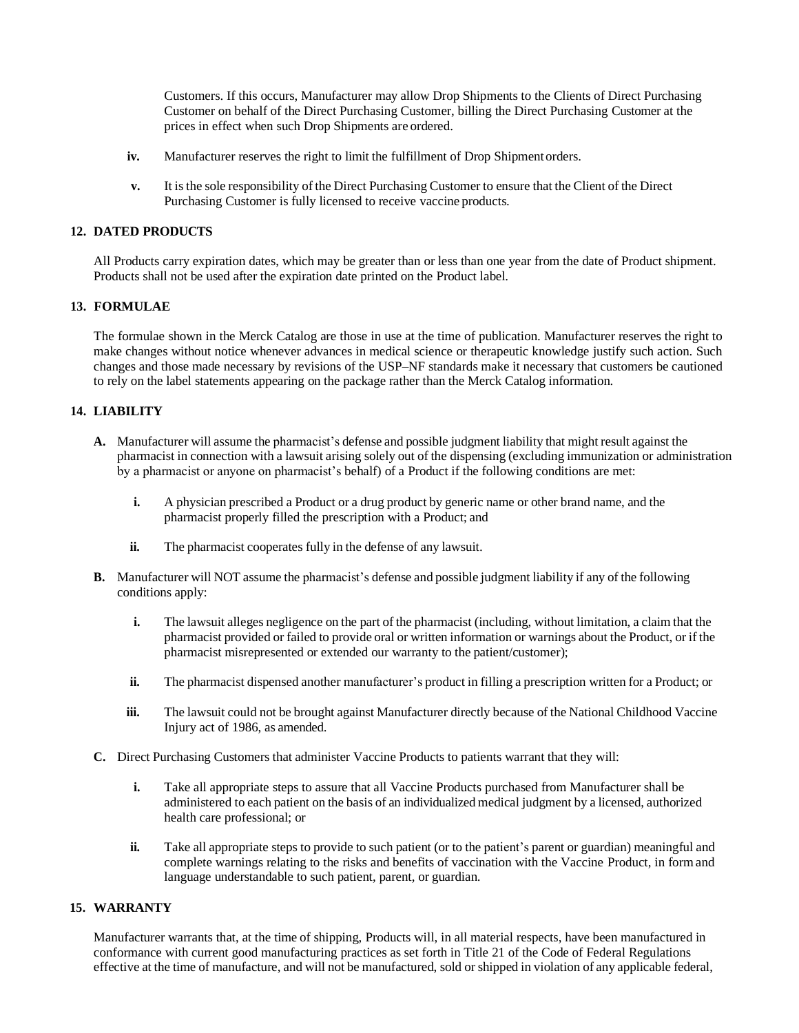Customers. If this occurs, Manufacturer may allow Drop Shipments to the Clients of Direct Purchasing Customer on behalf of the Direct Purchasing Customer, billing the Direct Purchasing Customer at the prices in effect when such Drop Shipments are ordered.

**iv.** Manufacturer reserves the right to limit the fulfillment of Drop Shipment orders.

**v.** It is the sole responsibility of the Direct Purchasing Customer to ensure that the Client of the Direct Purchasing Customer is fully licensed to receive vaccine products.

### 12. DATED PRODUCTS

All Products carry expiration dates, which may be greater than or less than one year from the date of Product shipment. Products shall not be used after the expiration date printed on the Product label.

### 13. FORMULAE

The formulae shown in the Merck Catalog are those in use at the time of publication. Manufacturer reserves the right to make changes without notice whenever advances in medical science or therapeutic knowledge justify such action. Such changes and those made necessary by revisions of the USP–NF standards make it necessary that customers be cautioned to rely on the label statements appearing on the package rather than the Merck Catalog information.

### 14. LIABILITY

**A.** Manufacturer will assume the pharmacist's defense and possible judgment liability that might result against the pharmacist in connection with a lawsuit arising solely out of the dispensing (excluding immunization or administration by a pharmacist or anyone on pharmacist's behalf) of a Product if the following conditions are met:

**i.** A physician prescribed a Product or a drug product by generic name or other brand name, and the pharmacist properly filled the prescription with a Product; and

**ii.** The pharmacist cooperates fully in the defense of any lawsuit.

**B.** Manufacturer will NOT assume the pharmacist's defense and possible judgment liability if any of the following conditions apply:

**i.** The lawsuit alleges negligence on the part of the pharmacist (including, without limitation, a claim that the pharmacist provided or failed to provide oral or written information or warnings about the Product, or if the pharmacist misrepresented or extended our warranty to the patient/customer);

**ii.** The pharmacist dispensed another manufacturer's product in filling a prescription written for a Product; or

**iii.** The lawsuit could not be brought against Manufacturer directly because of the National Childhood Vaccine Injury act of 1986, as amended.

**C.** Direct Purchasing Customers that administer Vaccine Products to patients warrant that they will:

**i.** Take all appropriate steps to assure that all Vaccine Products purchased from Manufacturer shall be administered to each patient on the basis of an individualized medical judgment by a licensed, authorized health care professional; or

**ii.** Take all appropriate steps to provide to such patient (or to the patient's parent or guardian) meaningful and complete warnings relating to the risks and benefits of vaccination with the Vaccine Product, in form and language understandable to such patient, parent, or guardian.

### 15. WARRANTY

Manufacturer warrants that, at the time of shipping, Products will, in all material respects, have been manufactured in conformance with current good manufacturing practices as set forth in Title 21 of the Code of Federal Regulations effective at the time of manufacture, and will not be manufactured, sold or shipped in violation of any applicable federal,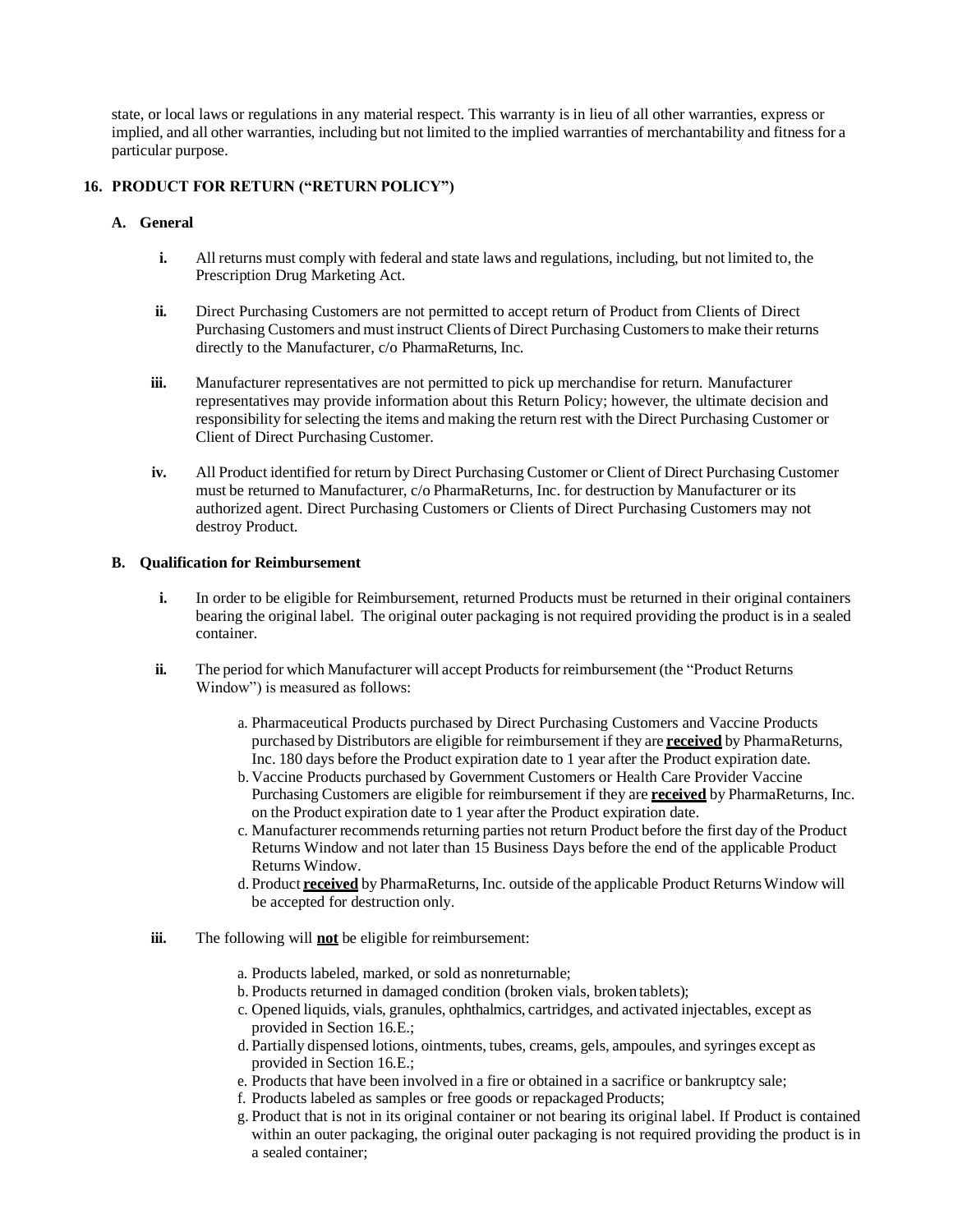state, or local laws or regulations in any material respect. This warranty is in lieu of all other warranties, express or implied, and all other warranties, including but not limited to the implied warranties of merchantability and fitness for a particular purpose.

## 16. PRODUCT FOR RETURN ("RETURN POLICY")

### A. General

**i.** All returns must comply with federal and state laws and regulations, including, but not limited to, the Prescription Drug Marketing Act.

**ii.** Direct Purchasing Customers are not permitted to accept return of Product from Clients of Direct Purchasing Customers and must instruct Clients of Direct Purchasing Customers to make their returns directly to the Manufacturer, c/o PharmaReturns, Inc.

**iii.** Manufacturer representatives are not permitted to pick up merchandise for return. Manufacturer representatives may provide information about this Return Policy; however, the ultimate decision and responsibility for selecting the items and making the return rest with the Direct Purchasing Customer or Client of Direct Purchasing Customer.

**iv.** All Product identified for return by Direct Purchasing Customer or Client of Direct Purchasing Customer must be returned to Manufacturer, c/o PharmaReturns, Inc. for destruction by Manufacturer or its authorized agent. Direct Purchasing Customers or Clients of Direct Purchasing Customers may not destroy Product.

### B. Qualification for Reimbursement

**i.** In order to be eligible for Reimbursement, returned Products must be returned in their original containers bearing the original label. The original outer packaging is not required providing the product is in a sealed container.

**ii.** The period for which Manufacturer will accept Products for reimbursement (the "Product Returns Window") is measured as follows:

a. Pharmaceutical Products purchased by Direct Purchasing Customers and Vaccine Products purchased by Distributors are eligible for reimbursement if they are **received** by PharmaReturns, Inc. 180 days before the Product expiration date to 1 year after the Product expiration date.
b. Vaccine Products purchased by Government Customers or Health Care Provider Vaccine Purchasing Customers are eligible for reimbursement if they are **received** by PharmaReturns, Inc. on the Product expiration date to 1 year after the Product expiration date.
c. Manufacturer recommends returning parties not return Product before the first day of the Product Returns Window and not later than 15 Business Days before the end of the applicable Product Returns Window.
d. Product **received** by PharmaReturns, Inc. outside of the applicable Product Returns Window will be accepted for destruction only.

**iii.** The following will **not** be eligible for reimbursement:

a. Products labeled, marked, or sold as nonreturnable;
b. Products returned in damaged condition (broken vials, broken tablets);
c. Opened liquids, vials, granules, ophthalmics, cartridges, and activated injectables, except as provided in Section 16.E.;
d. Partially dispensed lotions, ointments, tubes, creams, gels, ampoules, and syringes except as provided in Section 16.E.;
e. Products that have been involved in a fire or obtained in a sacrifice or bankruptcy sale;
f. Products labeled as samples or free goods or repackaged Products;
g. Product that is not in its original container or not bearing its original label. If Product is contained within an outer packaging, the original outer packaging is not required providing the product is in a sealed container;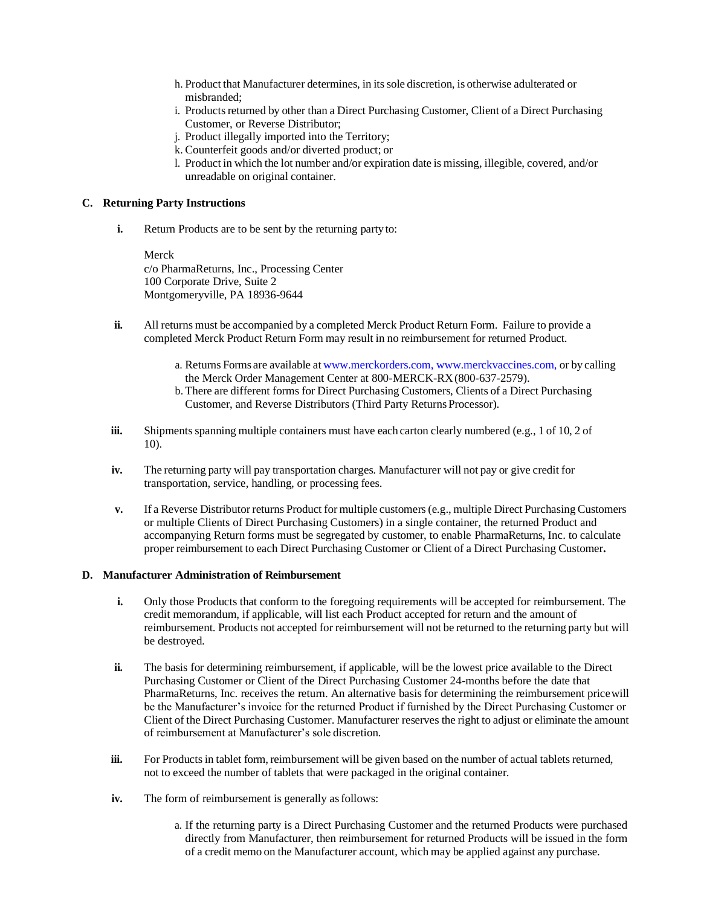h. Product that Manufacturer determines, in its sole discretion, is otherwise adulterated or misbranded;
i. Products returned by other than a Direct Purchasing Customer, Client of a Direct Purchasing Customer, or Reverse Distributor;
j. Product illegally imported into the Territory;
k. Counterfeit goods and/or diverted product; or
l. Product in which the lot number and/or expiration date is missing, illegible, covered, and/or unreadable on original container.

### C. Returning Party Instructions

**i.** Return Products are to be sent by the returning party to:

Merck
c/o PharmaReturns, Inc., Processing Center
100 Corporate Drive, Suite 2
Montgomeryville, PA 18936-9644

**ii.** All returns must be accompanied by a completed Merck Product Return Form. Failure to provide a completed Merck Product Return Form may result in no reimbursement for returned Product.

a. Returns Forms are available at www.merckorders.com, www.merckvaccines.com, or by calling the Merck Order Management Center at 800-MERCK-RX (800-637-2579).
b. There are different forms for Direct Purchasing Customers, Clients of a Direct Purchasing Customer, and Reverse Distributors (Third Party Returns Processor).

**iii.** Shipments spanning multiple containers must have each carton clearly numbered (e.g., 1 of 10, 2 of 10).

**iv.** The returning party will pay transportation charges. Manufacturer will not pay or give credit for transportation, service, handling, or processing fees.

**v.** If a Reverse Distributor returns Product for multiple customers (e.g., multiple Direct Purchasing Customers or multiple Clients of Direct Purchasing Customers) in a single container, the returned Product and accompanying Return forms must be segregated by customer, to enable PharmaReturns, Inc. to calculate proper reimbursement to each Direct Purchasing Customer or Client of a Direct Purchasing Customer**.**

### D. Manufacturer Administration of Reimbursement

**i.** Only those Products that conform to the foregoing requirements will be accepted for reimbursement. The credit memorandum, if applicable, will list each Product accepted for return and the amount of reimbursement. Products not accepted for reimbursement will not be returned to the returning party but will be destroyed.

**ii.** The basis for determining reimbursement, if applicable, will be the lowest price available to the Direct Purchasing Customer or Client of the Direct Purchasing Customer 24-months before the date that PharmaReturns, Inc. receives the return. An alternative basis for determining the reimbursement price will be the Manufacturer's invoice for the returned Product if furnished by the Direct Purchasing Customer or Client of the Direct Purchasing Customer. Manufacturer reserves the right to adjust or eliminate the amount of reimbursement at Manufacturer's sole discretion.

**iii.** For Products in tablet form, reimbursement will be given based on the number of actual tablets returned, not to exceed the number of tablets that were packaged in the original container.

**iv.** The form of reimbursement is generally as follows:

a. If the returning party is a Direct Purchasing Customer and the returned Products were purchased directly from Manufacturer, then reimbursement for returned Products will be issued in the form of a credit memo on the Manufacturer account, which may be applied against any purchase.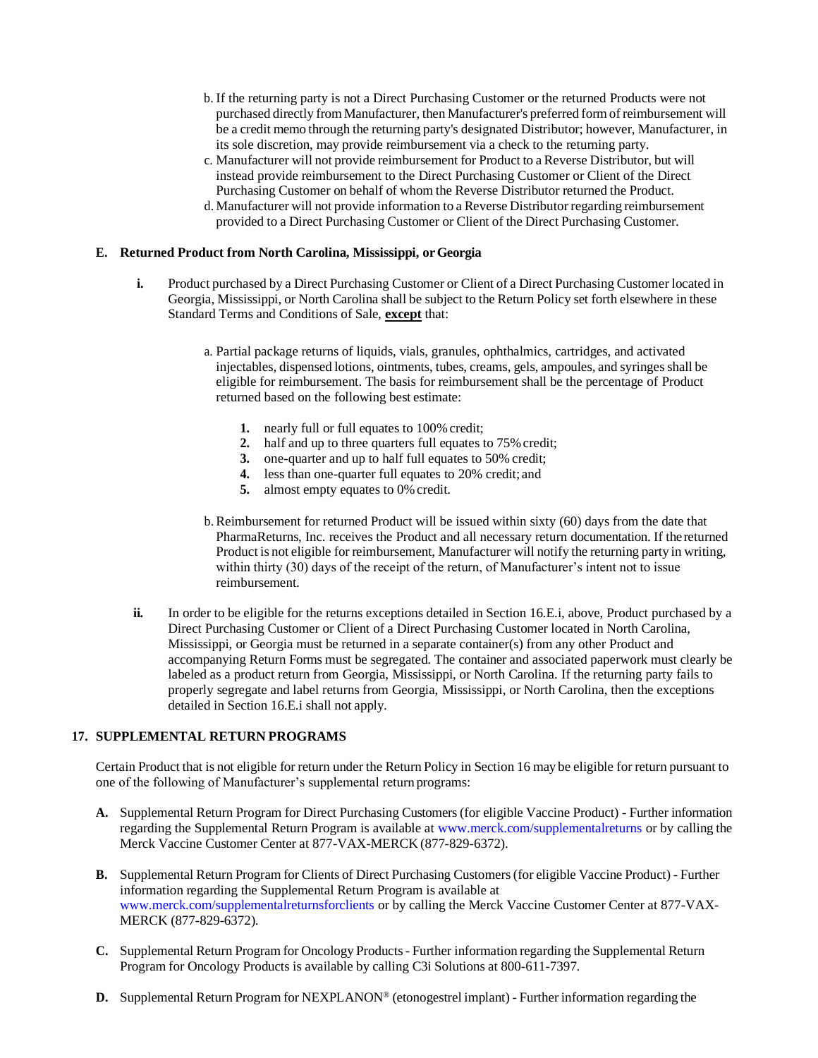b. If the returning party is not a Direct Purchasing Customer or the returned Products were not purchased directly from Manufacturer, then Manufacturer's preferred form of reimbursement will be a credit memo through the returning party's designated Distributor; however, Manufacturer, in its sole discretion, may provide reimbursement via a check to the returning party.

c. Manufacturer will not provide reimbursement for Product to a Reverse Distributor, but will instead provide reimbursement to the Direct Purchasing Customer or Client of the Direct Purchasing Customer on behalf of whom the Reverse Distributor returned the Product.

d. Manufacturer will not provide information to a Reverse Distributor regarding reimbursement provided to a Direct Purchasing Customer or Client of the Direct Purchasing Customer.

**E. Returned Product from North Carolina, Mississippi, or Georgia**

**i.** Product purchased by a Direct Purchasing Customer or Client of a Direct Purchasing Customer located in Georgia, Mississippi, or North Carolina shall be subject to the Return Policy set forth elsewhere in these Standard Terms and Conditions of Sale, **<u>except</u>** that:

a. Partial package returns of liquids, vials, granules, ophthalmics, cartridges, and activated injectables, dispensed lotions, ointments, tubes, creams, gels, ampoules, and syringes shall be eligible for reimbursement. The basis for reimbursement shall be the percentage of Product returned based on the following best estimate:

1. nearly full or full equates to 100% credit;
2. half and up to three quarters full equates to 75% credit;
3. one-quarter and up to half full equates to 50% credit;
4. less than one-quarter full equates to 20% credit; and
5. almost empty equates to 0% credit.

b. Reimbursement for returned Product will be issued within sixty (60) days from the date that PharmaReturns, Inc. receives the Product and all necessary return documentation. If the returned Product is not eligible for reimbursement, Manufacturer will notify the returning party in writing, within thirty (30) days of the receipt of the return, of Manufacturer's intent not to issue reimbursement.

**ii.** In order to be eligible for the returns exceptions detailed in Section 16.E.i, above, Product purchased by a Direct Purchasing Customer or Client of a Direct Purchasing Customer located in North Carolina, Mississippi, or Georgia must be returned in a separate container(s) from any other Product and accompanying Return Forms must be segregated. The container and associated paperwork must clearly be labeled as a product return from Georgia, Mississippi, or North Carolina. If the returning party fails to properly segregate and label returns from Georgia, Mississippi, or North Carolina, then the exceptions detailed in Section 16.E.i shall not apply.

## 17. SUPPLEMENTAL RETURN PROGRAMS

Certain Product that is not eligible for return under the Return Policy in Section 16 may be eligible for return pursuant to one of the following of Manufacturer's supplemental return programs:

**A.** Supplemental Return Program for Direct Purchasing Customers (for eligible Vaccine Product) - Further information regarding the Supplemental Return Program is available at www.merck.com/supplementalreturns or by calling the Merck Vaccine Customer Center at 877-VAX-MERCK (877-829-6372).

**B.** Supplemental Return Program for Clients of Direct Purchasing Customers (for eligible Vaccine Product) - Further information regarding the Supplemental Return Program is available at www.merck.com/supplementalreturnsforclients or by calling the Merck Vaccine Customer Center at 877-VAX-MERCK (877-829-6372).

**C.** Supplemental Return Program for Oncology Products - Further information regarding the Supplemental Return Program for Oncology Products is available by calling C3i Solutions at 800-611-7397.

**D.** Supplemental Return Program for NEXPLANON® (etonogestrel implant) - Further information regarding the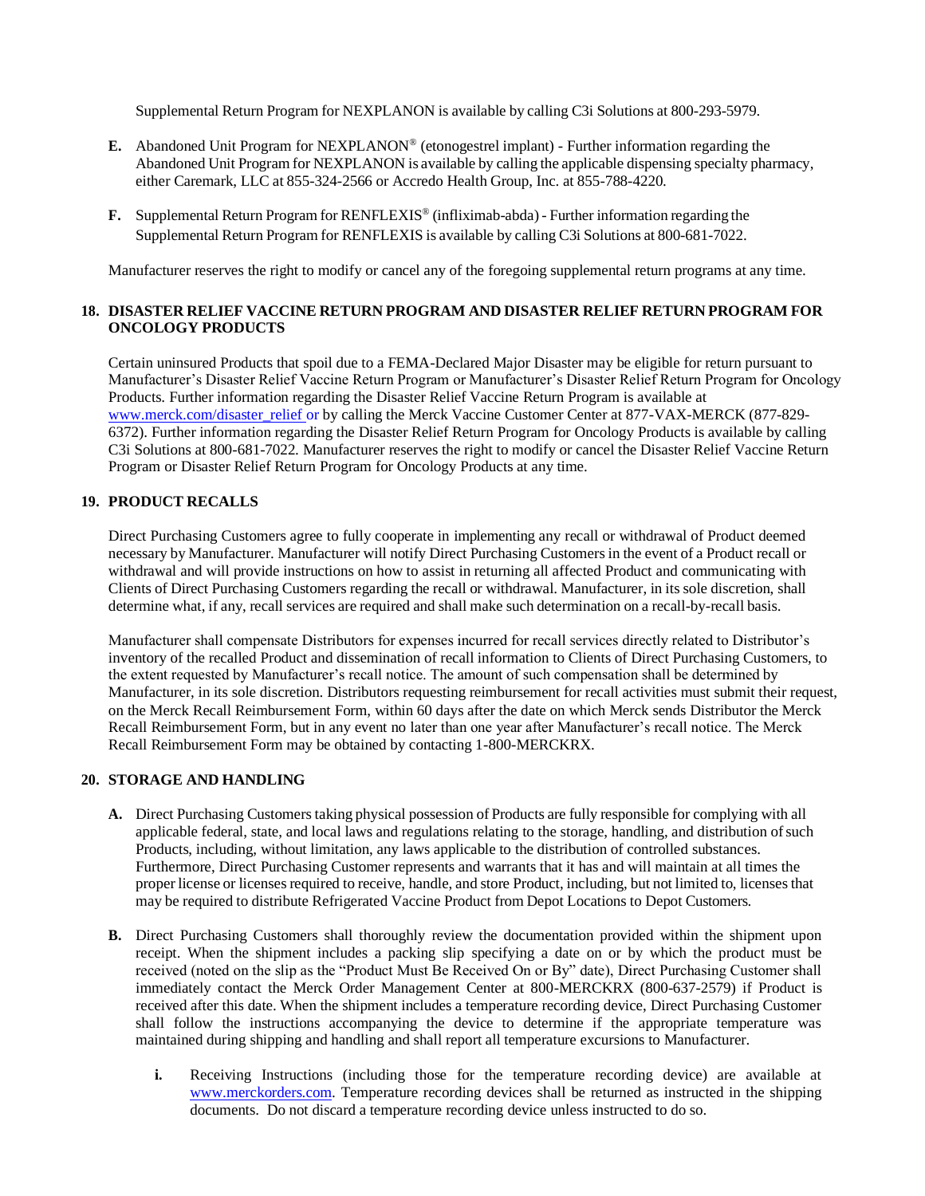Supplemental Return Program for NEXPLANON is available by calling C3i Solutions at 800-293-5979.

**E.** Abandoned Unit Program for NEXPLANON® (etonogestrel implant) - Further information regarding the Abandoned Unit Program for NEXPLANON is available by calling the applicable dispensing specialty pharmacy, either Caremark, LLC at 855-324-2566 or Accredo Health Group, Inc. at 855-788-4220.

**F.** Supplemental Return Program for RENFLEXIS® (infliximab-abda) - Further information regarding the Supplemental Return Program for RENFLEXIS is available by calling C3i Solutions at 800-681-7022.

Manufacturer reserves the right to modify or cancel any of the foregoing supplemental return programs at any time.

## 18. DISASTER RELIEF VACCINE RETURN PROGRAM AND DISASTER RELIEF RETURN PROGRAM FOR ONCOLOGY PRODUCTS

Certain uninsured Products that spoil due to a FEMA-Declared Major Disaster may be eligible for return pursuant to Manufacturer's Disaster Relief Vaccine Return Program or Manufacturer's Disaster Relief Return Program for Oncology Products. Further information regarding the Disaster Relief Vaccine Return Program is available at www.merck.com/disaster_relief or by calling the Merck Vaccine Customer Center at 877-VAX-MERCK (877-829-6372). Further information regarding the Disaster Relief Return Program for Oncology Products is available by calling C3i Solutions at 800-681-7022. Manufacturer reserves the right to modify or cancel the Disaster Relief Vaccine Return Program or Disaster Relief Return Program for Oncology Products at any time.

## 19. PRODUCT RECALLS

Direct Purchasing Customers agree to fully cooperate in implementing any recall or withdrawal of Product deemed necessary by Manufacturer. Manufacturer will notify Direct Purchasing Customers in the event of a Product recall or withdrawal and will provide instructions on how to assist in returning all affected Product and communicating with Clients of Direct Purchasing Customers regarding the recall or withdrawal. Manufacturer, in its sole discretion, shall determine what, if any, recall services are required and shall make such determination on a recall-by-recall basis.

Manufacturer shall compensate Distributors for expenses incurred for recall services directly related to Distributor's inventory of the recalled Product and dissemination of recall information to Clients of Direct Purchasing Customers, to the extent requested by Manufacturer's recall notice. The amount of such compensation shall be determined by Manufacturer, in its sole discretion. Distributors requesting reimbursement for recall activities must submit their request, on the Merck Recall Reimbursement Form, within 60 days after the date on which Merck sends Distributor the Merck Recall Reimbursement Form, but in any event no later than one year after Manufacturer's recall notice. The Merck Recall Reimbursement Form may be obtained by contacting 1-800-MERCKRX.

## 20. STORAGE AND HANDLING

**A.** Direct Purchasing Customers taking physical possession of Products are fully responsible for complying with all applicable federal, state, and local laws and regulations relating to the storage, handling, and distribution of such Products, including, without limitation, any laws applicable to the distribution of controlled substances. Furthermore, Direct Purchasing Customer represents and warrants that it has and will maintain at all times the proper license or licenses required to receive, handle, and store Product, including, but not limited to, licenses that may be required to distribute Refrigerated Vaccine Product from Depot Locations to Depot Customers.

**B.** Direct Purchasing Customers shall thoroughly review the documentation provided within the shipment upon receipt. When the shipment includes a packing slip specifying a date on or by which the product must be received (noted on the slip as the "Product Must Be Received On or By" date), Direct Purchasing Customer shall immediately contact the Merck Order Management Center at 800-MERCKRX (800-637-2579) if Product is received after this date. When the shipment includes a temperature recording device, Direct Purchasing Customer shall follow the instructions accompanying the device to determine if the appropriate temperature was maintained during shipping and handling and shall report all temperature excursions to Manufacturer.

   **i.** Receiving Instructions (including those for the temperature recording device) are available at www.merckorders.com. Temperature recording devices shall be returned as instructed in the shipping documents. Do not discard a temperature recording device unless instructed to do so.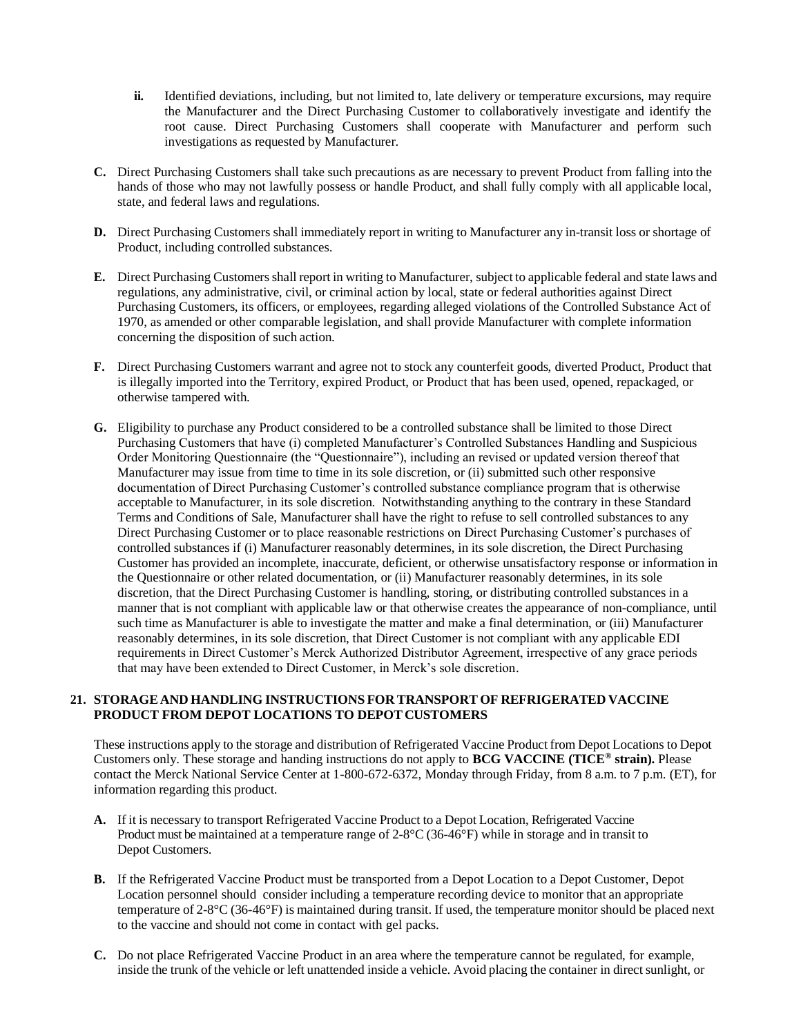ii. Identified deviations, including, but not limited to, late delivery or temperature excursions, may require the Manufacturer and the Direct Purchasing Customer to collaboratively investigate and identify the root cause. Direct Purchasing Customers shall cooperate with Manufacturer and perform such investigations as requested by Manufacturer.

**C.** Direct Purchasing Customers shall take such precautions as are necessary to prevent Product from falling into the hands of those who may not lawfully possess or handle Product, and shall fully comply with all applicable local, state, and federal laws and regulations.

**D.** Direct Purchasing Customers shall immediately report in writing to Manufacturer any in-transit loss or shortage of Product, including controlled substances.

**E.** Direct Purchasing Customers shall report in writing to Manufacturer, subject to applicable federal and state laws and regulations, any administrative, civil, or criminal action by local, state or federal authorities against Direct Purchasing Customers, its officers, or employees, regarding alleged violations of the Controlled Substance Act of 1970, as amended or other comparable legislation, and shall provide Manufacturer with complete information concerning the disposition of such action.

**F.** Direct Purchasing Customers warrant and agree not to stock any counterfeit goods, diverted Product, Product that is illegally imported into the Territory, expired Product, or Product that has been used, opened, repackaged, or otherwise tampered with.

**G.** Eligibility to purchase any Product considered to be a controlled substance shall be limited to those Direct Purchasing Customers that have (i) completed Manufacturer's Controlled Substances Handling and Suspicious Order Monitoring Questionnaire (the "Questionnaire"), including an revised or updated version thereof that Manufacturer may issue from time to time in its sole discretion, or (ii) submitted such other responsive documentation of Direct Purchasing Customer's controlled substance compliance program that is otherwise acceptable to Manufacturer, in its sole discretion. Notwithstanding anything to the contrary in these Standard Terms and Conditions of Sale, Manufacturer shall have the right to refuse to sell controlled substances to any Direct Purchasing Customer or to place reasonable restrictions on Direct Purchasing Customer's purchases of controlled substances if (i) Manufacturer reasonably determines, in its sole discretion, the Direct Purchasing Customer has provided an incomplete, inaccurate, deficient, or otherwise unsatisfactory response or information in the Questionnaire or other related documentation, or (ii) Manufacturer reasonably determines, in its sole discretion, that the Direct Purchasing Customer is handling, storing, or distributing controlled substances in a manner that is not compliant with applicable law or that otherwise creates the appearance of non-compliance, until such time as Manufacturer is able to investigate the matter and make a final determination, or (iii) Manufacturer reasonably determines, in its sole discretion, that Direct Customer is not compliant with any applicable EDI requirements in Direct Customer's Merck Authorized Distributor Agreement, irrespective of any grace periods that may have been extended to Direct Customer, in Merck's sole discretion.

## 21. STORAGE AND HANDLING INSTRUCTIONS FOR TRANSPORT OF REFRIGERATED VACCINE PRODUCT FROM DEPOT LOCATIONS TO DEPOT CUSTOMERS

These instructions apply to the storage and distribution of Refrigerated Vaccine Product from Depot Locations to Depot Customers only. These storage and handing instructions do not apply to **BCG VACCINE (TICE® strain).** Please contact the Merck National Service Center at 1-800-672-6372, Monday through Friday, from 8 a.m. to 7 p.m. (ET), for information regarding this product.

**A.** If it is necessary to transport Refrigerated Vaccine Product to a Depot Location, Refrigerated Vaccine Product must be maintained at a temperature range of 2-8°C (36-46°F) while in storage and in transit to Depot Customers.

**B.** If the Refrigerated Vaccine Product must be transported from a Depot Location to a Depot Customer, Depot Location personnel should consider including a temperature recording device to monitor that an appropriate temperature of 2-8°C (36-46°F) is maintained during transit. If used, the temperature monitor should be placed next to the vaccine and should not come in contact with gel packs.

**C.** Do not place Refrigerated Vaccine Product in an area where the temperature cannot be regulated, for example, inside the trunk of the vehicle or left unattended inside a vehicle. Avoid placing the container in direct sunlight, or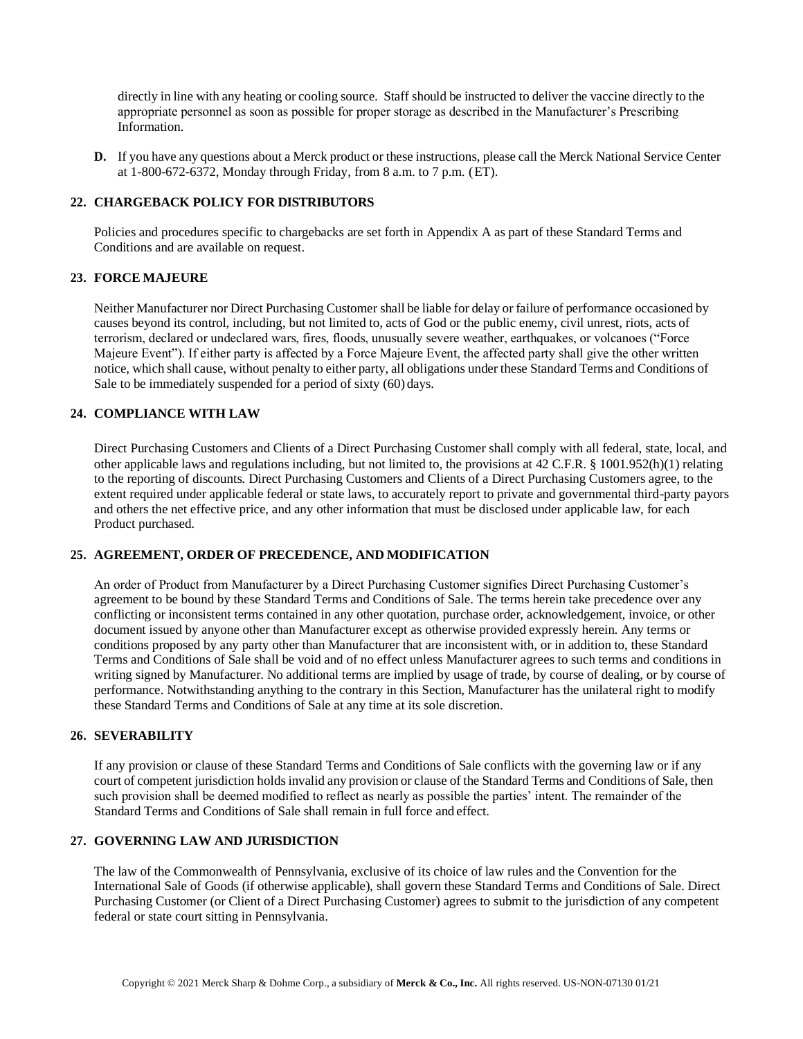directly in line with any heating or cooling source. Staff should be instructed to deliver the vaccine directly to the appropriate personnel as soon as possible for proper storage as described in the Manufacturer's Prescribing Information.

**D.** If you have any questions about a Merck product or these instructions, please call the Merck National Service Center at 1-800-672-6372, Monday through Friday, from 8 a.m. to 7 p.m. (ET).

## 22. CHARGEBACK POLICY FOR DISTRIBUTORS

Policies and procedures specific to chargebacks are set forth in Appendix A as part of these Standard Terms and Conditions and are available on request.

## 23. FORCE MAJEURE

Neither Manufacturer nor Direct Purchasing Customer shall be liable for delay or failure of performance occasioned by causes beyond its control, including, but not limited to, acts of God or the public enemy, civil unrest, riots, acts of terrorism, declared or undeclared wars, fires, floods, unusually severe weather, earthquakes, or volcanoes ("Force Majeure Event"). If either party is affected by a Force Majeure Event, the affected party shall give the other written notice, which shall cause, without penalty to either party, all obligations under these Standard Terms and Conditions of Sale to be immediately suspended for a period of sixty (60) days.

## 24. COMPLIANCE WITH LAW

Direct Purchasing Customers and Clients of a Direct Purchasing Customer shall comply with all federal, state, local, and other applicable laws and regulations including, but not limited to, the provisions at 42 C.F.R. § 1001.952(h)(1) relating to the reporting of discounts. Direct Purchasing Customers and Clients of a Direct Purchasing Customers agree, to the extent required under applicable federal or state laws, to accurately report to private and governmental third-party payors and others the net effective price, and any other information that must be disclosed under applicable law, for each Product purchased.

## 25. AGREEMENT, ORDER OF PRECEDENCE, AND MODIFICATION

An order of Product from Manufacturer by a Direct Purchasing Customer signifies Direct Purchasing Customer's agreement to be bound by these Standard Terms and Conditions of Sale. The terms herein take precedence over any conflicting or inconsistent terms contained in any other quotation, purchase order, acknowledgement, invoice, or other document issued by anyone other than Manufacturer except as otherwise provided expressly herein. Any terms or conditions proposed by any party other than Manufacturer that are inconsistent with, or in addition to, these Standard Terms and Conditions of Sale shall be void and of no effect unless Manufacturer agrees to such terms and conditions in writing signed by Manufacturer. No additional terms are implied by usage of trade, by course of dealing, or by course of performance. Notwithstanding anything to the contrary in this Section, Manufacturer has the unilateral right to modify these Standard Terms and Conditions of Sale at any time at its sole discretion.

## 26. SEVERABILITY

If any provision or clause of these Standard Terms and Conditions of Sale conflicts with the governing law or if any court of competent jurisdiction holds invalid any provision or clause of the Standard Terms and Conditions of Sale, then such provision shall be deemed modified to reflect as nearly as possible the parties' intent. The remainder of the Standard Terms and Conditions of Sale shall remain in full force and effect.

## 27. GOVERNING LAW AND JURISDICTION

The law of the Commonwealth of Pennsylvania, exclusive of its choice of law rules and the Convention for the International Sale of Goods (if otherwise applicable), shall govern these Standard Terms and Conditions of Sale. Direct Purchasing Customer (or Client of a Direct Purchasing Customer) agrees to submit to the jurisdiction of any competent federal or state court sitting in Pennsylvania.

Copyright © 2021 Merck Sharp & Dohme Corp., a subsidiary of **Merck & Co., Inc.** All rights reserved. US-NON-07130 01/21